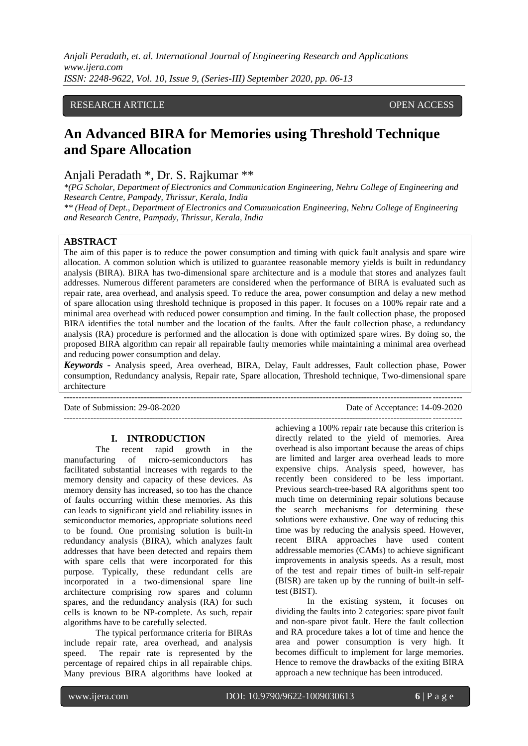RESEARCH ARTICLE OPEN ACCESS

# An Advanced BIRA for Memories using Threshold Technique and Spare Allocation

Anjali Peradath *, Dr. S. Rajkumar **

*\*(PG Scholar, Department of Electronics and Communication Engineering, Nehru College of Engineering and Research Centre, Pampady, Thrissur, Kerala, India*

*\*\* (Head of Dept., Department of Electronics and Communication Engineering, Nehru College of Engineering and Research Centre, Pampady, Thrissur, Kerala, India*

## ABSTRACT

The aim of this paper is to reduce the power consumption and timing with quick fault analysis and spare wire allocation. A common solution which is utilized to guarantee reasonable memory yields is built in redundancy analysis (BIRA). BIRA has two-dimensional spare architecture and is a module that stores and analyzes fault addresses. Numerous different parameters are considered when the performance of BIRA is evaluated such as repair rate, area overhead, and analysis speed. To reduce the area, power consumption and delay a new method of spare allocation using threshold technique is proposed in this paper. It focuses on a 100% repair rate and a minimal area overhead with reduced power consumption and timing. In the fault collection phase, the proposed BIRA identifies the total number and the location of the faults. After the fault collection phase, a redundancy analysis (RA) procedure is performed and the allocation is done with optimized spare wires. By doing so, the proposed BIRA algorithm can repair all repairable faulty memories while maintaining a minimal area overhead and reducing power consumption and delay.

***Keywords -*** Analysis speed, Area overhead, BIRA, Delay, Fault addresses, Fault collection phase, Power consumption, Redundancy analysis, Repair rate, Spare allocation, Threshold technique, Two-dimensional spare architecture

---

Date of Submission: 29-08-2020 Date of Acceptance: 14-09-2020

---

## I. INTRODUCTION

The recent rapid growth in the manufacturing of micro-semiconductors has facilitated substantial increases with regards to the memory density and capacity of these devices. As memory density has increased, so too has the chance of faults occurring within these memories. As this can leads to significant yield and reliability issues in semiconductor memories, appropriate solutions need to be found. One promising solution is built-in redundancy analysis (BIRA), which analyzes fault addresses that have been detected and repairs them with spare cells that were incorporated for this purpose. Typically, these redundant cells are incorporated in a two-dimensional spare line architecture comprising row spares and column spares, and the redundancy analysis (RA) for such cells is known to be NP-complete. As such, repair algorithms have to be carefully selected.

The typical performance criteria for BIRAs include repair rate, area overhead, and analysis speed. The repair rate is represented by the percentage of repaired chips in all repairable chips. Many previous BIRA algorithms have looked at achieving a 100% repair rate because this criterion is directly related to the yield of memories. Area overhead is also important because the areas of chips are limited and larger area overhead leads to more expensive chips. Analysis speed, however, has recently been considered to be less important. Previous search-tree-based RA algorithms spent too much time on determining repair solutions because the search mechanisms for determining these solutions were exhaustive. One way of reducing this time was by reducing the analysis speed. However, recent BIRA approaches have used content addressable memories (CAMs) to achieve significant improvements in analysis speeds. As a result, most of the test and repair times of built-in self-repair (BISR) are taken up by the running of built-in self-test (BIST).

In the existing system, it focuses on dividing the faults into 2 categories: spare pivot fault and non-spare pivot fault. Here the fault collection and RA procedure takes a lot of time and hence the area and power consumption is very high. It becomes difficult to implement for large memories. Hence to remove the drawbacks of the exiting BIRA approach a new technique has been introduced.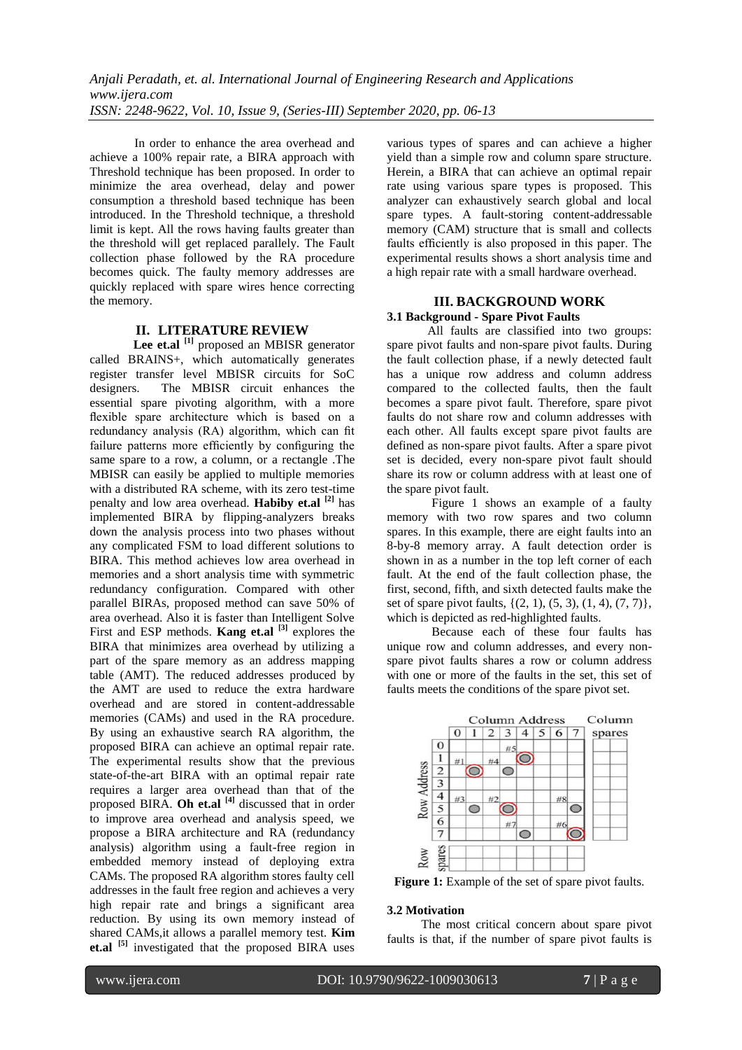In order to enhance the area overhead and achieve a 100% repair rate, a BIRA approach with Threshold technique has been proposed. In order to minimize the area overhead, delay and power consumption a threshold based technique has been introduced. In the Threshold technique, a threshold limit is kept. All the rows having faults greater than the threshold will get replaced parallely. The Fault collection phase followed by the RA procedure becomes quick. The faulty memory addresses are quickly replaced with spare wires hence correcting the memory.

## II. LITERATURE REVIEW

**Lee et.al** [1] proposed an MBISR generator called BRAINS+, which automatically generates register transfer level MBISR circuits for SoC designers. The MBISR circuit enhances the essential spare pivoting algorithm, with a more flexible spare architecture which is based on a redundancy analysis (RA) algorithm, which can fit failure patterns more efficiently by configuring the same spare to a row, a column, or a rectangle .The MBISR can easily be applied to multiple memories with a distributed RA scheme, with its zero test-time penalty and low area overhead. **Habiby et.al** [2] has implemented BIRA by flipping-analyzers breaks down the analysis process into two phases without any complicated FSM to load different solutions to BIRA. This method achieves low area overhead in memories and a short analysis time with symmetric redundancy configuration. Compared with other parallel BIRAs, proposed method can save 50% of area overhead. Also it is faster than Intelligent Solve First and ESP methods. **Kang et.al** [3] explores the BIRA that minimizes area overhead by utilizing a part of the spare memory as an address mapping table (AMT). The reduced addresses produced by the AMT are used to reduce the extra hardware overhead and are stored in content-addressable memories (CAMs) and used in the RA procedure. By using an exhaustive search RA algorithm, the proposed BIRA can achieve an optimal repair rate. The experimental results show that the previous state-of-the-art BIRA with an optimal repair rate requires a larger area overhead than that of the proposed BIRA. **Oh et.al** [4] discussed that in order to improve area overhead and analysis speed, we propose a BIRA architecture and RA (redundancy analysis) algorithm using a fault-free region in embedded memory instead of deploying extra CAMs. The proposed RA algorithm stores faulty cell addresses in the fault free region and achieves a very high repair rate and brings a significant area reduction. By using its own memory instead of shared CAMs,it allows a parallel memory test. **Kim et.al** [5] investigated that the proposed BIRA uses various types of spares and can achieve a higher yield than a simple row and column spare structure. Herein, a BIRA that can achieve an optimal repair rate using various spare types is proposed. This analyzer can exhaustively search global and local spare types. A fault-storing content-addressable memory (CAM) structure that is small and collects faults efficiently is also proposed in this paper. The experimental results shows a short analysis time and a high repair rate with a small hardware overhead.

## III. BACKGROUND WORK

### 3.1 Background - Spare Pivot Faults

All faults are classified into two groups: spare pivot faults and non-spare pivot faults. During the fault collection phase, if a newly detected fault has a unique row address and column address compared to the collected faults, then the fault becomes a spare pivot fault. Therefore, spare pivot faults do not share row and column addresses with each other. All faults except spare pivot faults are defined as non-spare pivot faults. After a spare pivot set is decided, every non-spare pivot fault should share its row or column address with at least one of the spare pivot fault.

Figure 1 shows an example of a faulty memory with two row spares and two column spares. In this example, there are eight faults into an 8-by-8 memory array. A fault detection order is shown in as a number in the top left corner of each fault. At the end of the fault collection phase, the first, second, fifth, and sixth detected faults make the set of spare pivot faults, {(2, 1), (5, 3), (1, 4), (7, 7)}, which is depicted as red-highlighted faults.

Because each of these four faults has unique row and column addresses, and every non-spare pivot faults shares a row or column address with one or more of the faults in the set, this set of faults meets the conditions of the spare pivot set.

**Figure 1:** Example of the set of spare pivot faults.

### 3.2 Motivation

The most critical concern about spare pivot faults is that, if the number of spare pivot faults is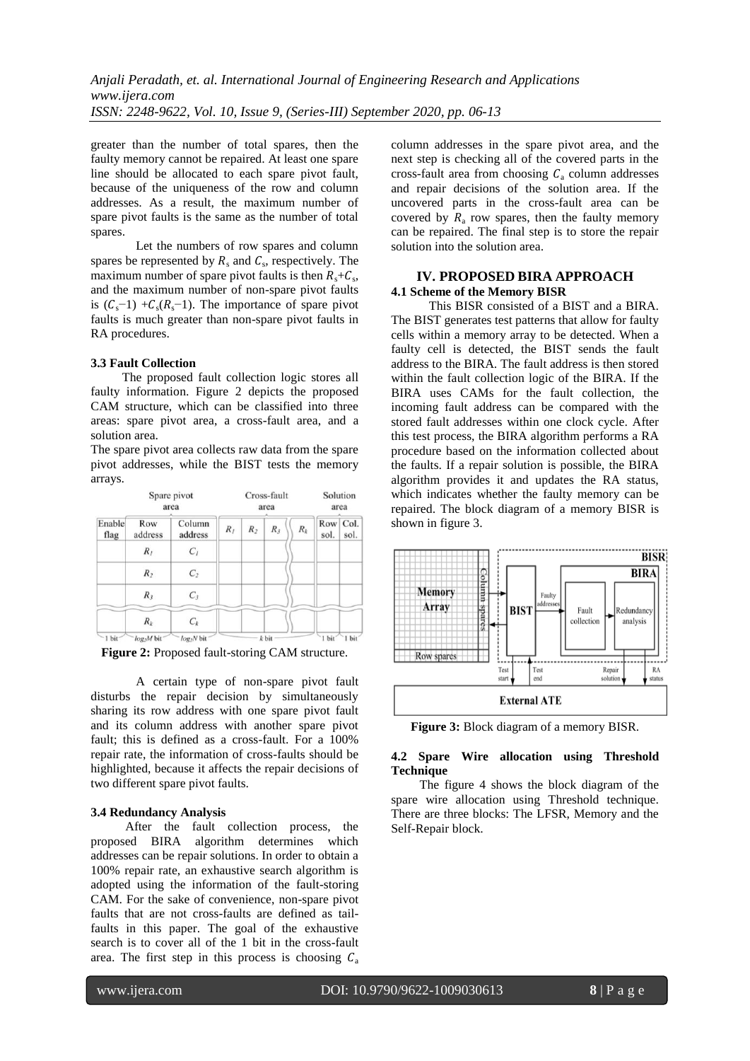greater than the number of total spares, then the faulty memory cannot be repaired. At least one spare line should be allocated to each spare pivot fault, because of the uniqueness of the row and column addresses. As a result, the maximum number of spare pivot faults is the same as the number of total spares.

Let the numbers of row spares and column spares be represented by $R_s$ and $C_s$, respectively. The maximum number of spare pivot faults is then $R_s$+$C_s$, and the maximum number of non-spare pivot faults is ($C_s$−1) +$C_s$($R_s$−1). The importance of spare pivot faults is much greater than non-spare pivot faults in RA procedures.

### 3.3 Fault Collection

The proposed fault collection logic stores all faulty information. Figure 2 depicts the proposed CAM structure, which can be classified into three areas: spare pivot area, a cross-fault area, and a solution area.

The spare pivot area collects raw data from the spare pivot addresses, while the BIST tests the memory arrays.

| Spare pivot area | | | Cross-fault area | | | | Solution area | |
|---|---|---|---|---|---|---|---|---|
| Enable flag | Row address | Column address | $R_1$ | $R_2$ | $R_3$ | $R_k$ | Row sol. | Col. sol. |
| | $R_1$ | $C_1$ | | | | | | |
| | $R_2$ | $C_2$ | | | | | | |
| | $R_3$ | $C_3$ | | | | | | |
| | $R_k$ | $C_k$ | | | | | | |
| 1 bit | $log_2M$ bit | $log_2N$ bit | $k$ bit | | | | 1 bit | 1 bit |

**Figure 2:** Proposed fault-storing CAM structure.

A certain type of non-spare pivot fault disturbs the repair decision by simultaneously sharing its row address with one spare pivot fault and its column address with another spare pivot fault; this is defined as a cross-fault. For a 100% repair rate, the information of cross-faults should be highlighted, because it affects the repair decisions of two different spare pivot faults.

### 3.4 Redundancy Analysis

After the fault collection process, the proposed BIRA algorithm determines which addresses can be repair solutions. In order to obtain a 100% repair rate, an exhaustive search algorithm is adopted using the information of the fault-storing CAM. For the sake of convenience, non-spare pivot faults that are not cross-faults are defined as tail-faults in this paper. The goal of the exhaustive search is to cover all of the 1 bit in the cross-fault area. The first step in this process is choosing $C_a$ column addresses in the spare pivot area, and the next step is checking all of the covered parts in the cross-fault area from choosing $C_a$ column addresses and repair decisions of the solution area. If the uncovered parts in the cross-fault area can be covered by $R_a$ row spares, then the faulty memory can be repaired. The final step is to store the repair solution into the solution area.

## IV. PROPOSED BIRA APPROACH

### 4.1 Scheme of the Memory BISR

This BISR consisted of a BIST and a BIRA. The BIST generates test patterns that allow for faulty cells within a memory array to be detected. When a faulty cell is detected, the BIST sends the fault address to the BIRA. The fault address is then stored within the fault collection logic of the BIRA. If the BIRA uses CAMs for the fault collection, the incoming fault address can be compared with the stored fault addresses within one clock cycle. After this test process, the BIRA algorithm performs a RA procedure based on the information collected about the faults. If a repair solution is possible, the BIRA algorithm provides it and updates the RA status, which indicates whether the faulty memory can be repaired. The block diagram of a memory BISR is shown in figure 3.

**Figure 3:** Block diagram of a memory BISR.

### 4.2 Spare Wire allocation using Threshold Technique

The figure 4 shows the block diagram of the spare wire allocation using Threshold technique. There are three blocks: The LFSR, Memory and the Self-Repair block.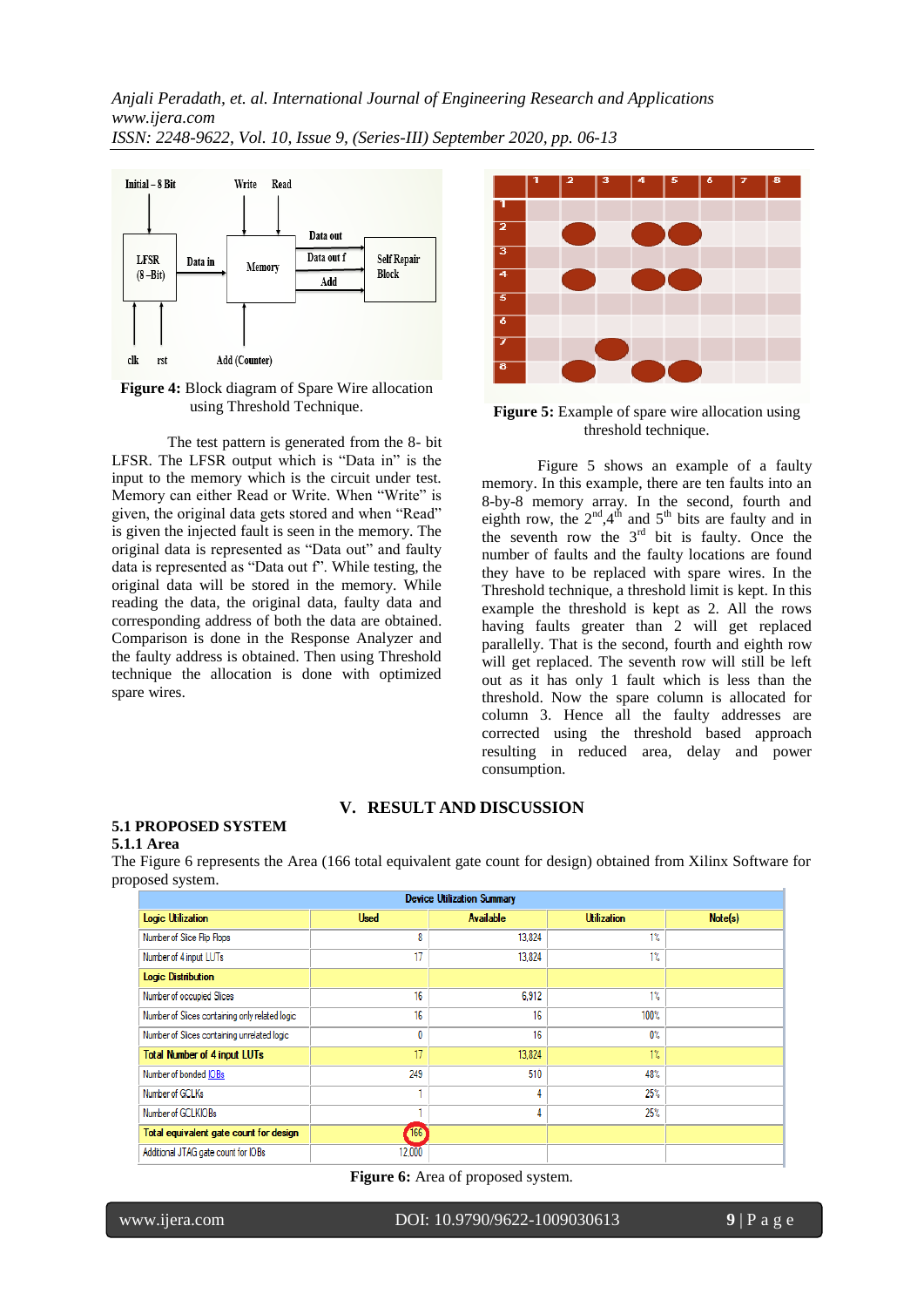**Figure 4:** Block diagram of Spare Wire allocation using Threshold Technique.

The test pattern is generated from the 8- bit LFSR. The LFSR output which is "Data in" is the input to the memory which is the circuit under test. Memory can either Read or Write. When "Write" is given, the original data gets stored and when "Read" is given the injected fault is seen in the memory. The original data is represented as "Data out" and faulty data is represented as "Data out f". While testing, the original data will be stored in the memory. While reading the data, the original data, faulty data and corresponding address of both the data are obtained. Comparison is done in the Response Analyzer and the faulty address is obtained. Then using Threshold technique the allocation is done with optimized spare wires.

**Figure 5:** Example of spare wire allocation using threshold technique.

Figure 5 shows an example of a faulty memory. In this example, there are ten faults into an 8-by-8 memory array. In the second, fourth and eighth row, the 2nd,4th and 5th bits are faulty and in the seventh row the 3rd bit is faulty. Once the number of faults and the faulty locations are found they have to be replaced with spare wires. In the Threshold technique, a threshold limit is kept. In this example the threshold is kept as 2. All the rows having faults greater than 2 will get replaced parallelly. That is the second, fourth and eighth row will get replaced. The seventh row will still be left out as it has only 1 fault which is less than the threshold. Now the spare column is allocated for column 3. Hence all the faulty addresses are corrected using the threshold based approach resulting in reduced area, delay and power consumption.

## V. RESULT AND DISCUSSION

### 5.1 PROPOSED SYSTEM

#### 5.1.1 Area

The Figure 6 represents the Area (166 total equivalent gate count for design) obtained from Xilinx Software for proposed system.

| Device Utilization Summary | | | | |
|---|---|---|---|---|
| **Logic Utilization** | **Used** | **Available** | **Utilization** | **Note(s)** |
| Number of Slice Flip Flops | 8 | 13,824 | 1% | |
| Number of 4 input LUTs | 17 | 13,824 | 1% | |
| **Logic Distribution** | | | | |
| Number of occupied Slices | 16 | 6,912 | 1% | |
| Number of Slices containing only related logic | 16 | 16 | 100% | |
| Number of Slices containing unrelated logic | 0 | 16 | 0% | |
| **Total Number of 4 input LUTs** | 17 | 13,824 | 1% | |
| Number of bonded IOBs | 249 | 510 | 48% | |
| Number of GCLKs | 1 | 4 | 25% | |
| Number of GCLKIOBs | 1 | 4 | 25% | |
| **Total equivalent gate count for design** | 166 | | | |
| Additional JTAG gate count for IOBs | 12,000 | | | |

**Figure 6:** Area of proposed system.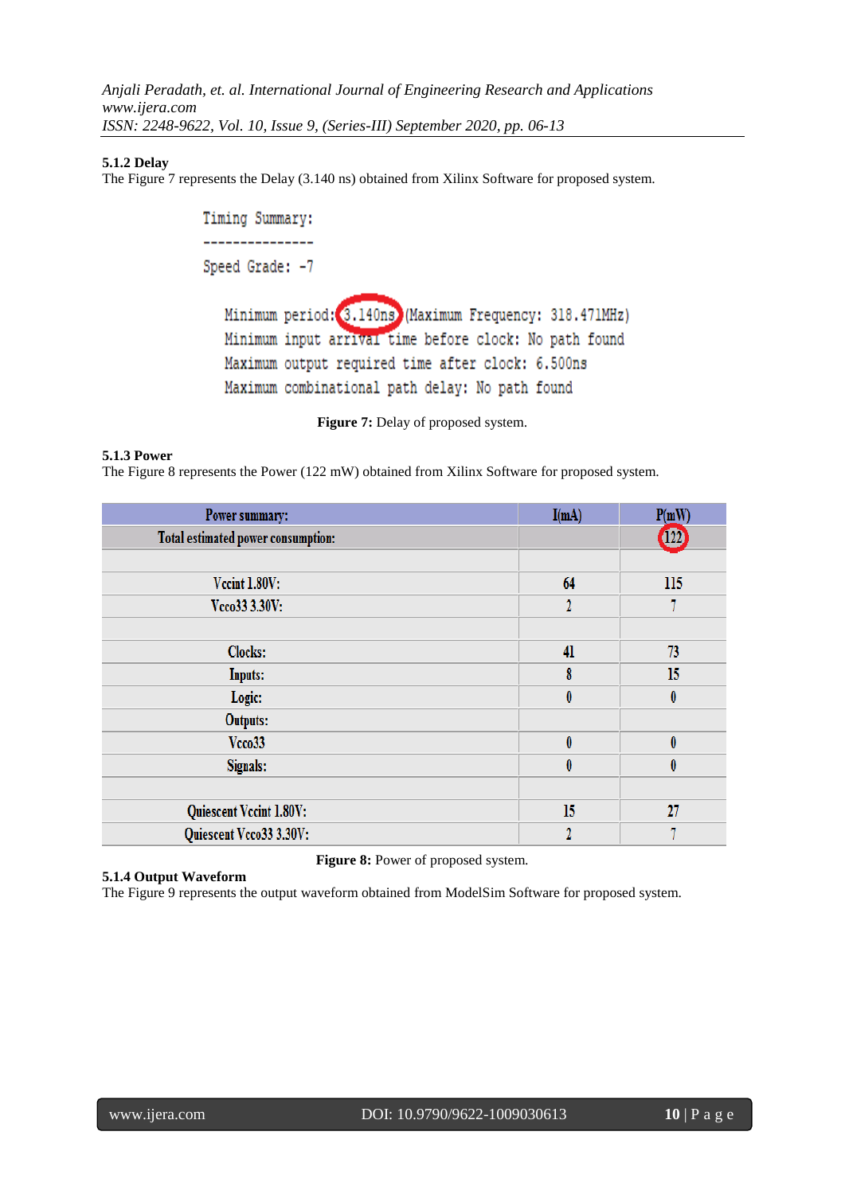### 5.1.2 Delay

The Figure 7 represents the Delay (3.140 ns) obtained from Xilinx Software for proposed system.

```
Timing Summary:
---------------
Speed Grade: -7

   Minimum period: 3.140ns (Maximum Frequency: 318.471MHz)
   Minimum input arrival time before clock: No path found
   Maximum output required time after clock: 6.500ns
   Maximum combinational path delay: No path found
```

**Figure 7:** Delay of proposed system.

### 5.1.3 Power

The Figure 8 represents the Power (122 mW) obtained from Xilinx Software for proposed system.

| Power summary: | I(mA) | P(mW) |
|---|---|---|
| Total estimated power consumption: | | 122 |
| | | |
| Vccint 1.80V: | 64 | 115 |
| Vcco33 3.30V: | 2 | 7 |
| | | |
| Clocks: | 41 | 73 |
| Inputs: | 8 | 15 |
| Logic: | 0 | 0 |
| Outputs: | | |
| Vcco33 | 0 | 0 |
| Signals: | 0 | 0 |
| | | |
| Quiescent Vccint 1.80V: | 15 | 27 |
| Quiescent Vcco33 3.30V: | 2 | 7 |

**Figure 8:** Power of proposed system.

### 5.1.4 Output Waveform

The Figure 9 represents the output waveform obtained from ModelSim Software for proposed system.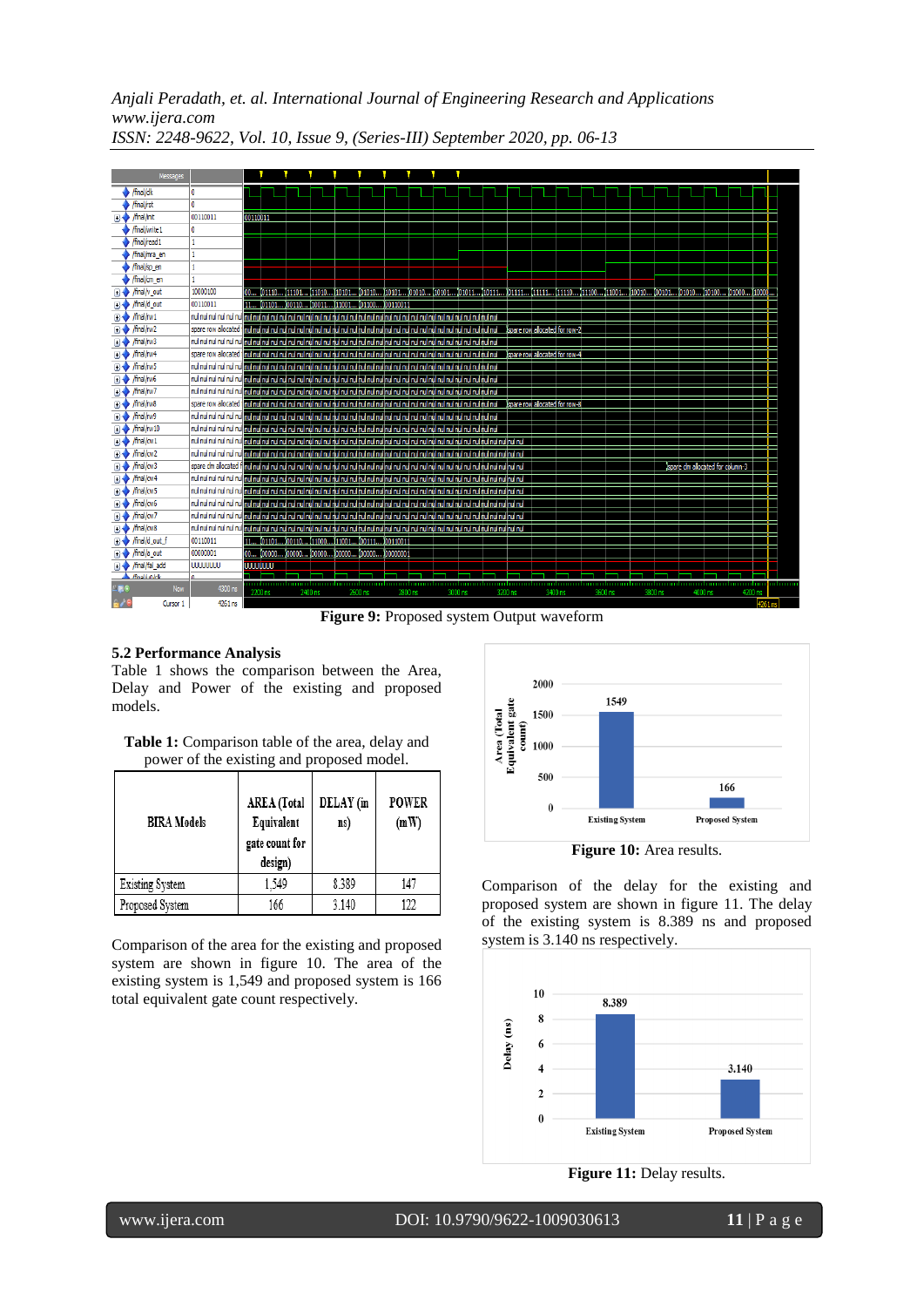Figure 9: Proposed system Output waveform

### 5.2 Performance Analysis

Table 1 shows the comparison between the Area, Delay and Power of the existing and proposed models.

**Table 1:** Comparison table of the area, delay and power of the existing and proposed model.

| BIRA Models | AREA (Total Equivalent gate count for design) | DELAY (in ns) | POWER (mW) |
|---|---|---|---|
| Existing System | 1,549 | 8.389 | 147 |
| Proposed System | 166 | 3.140 | 122 |

Comparison of the area for the existing and proposed system are shown in figure 10. The area of the existing system is 1,549 and proposed system is 166 total equivalent gate count respectively.

**Figure 10:** Area results.

Comparison of the delay for the existing and proposed system are shown in figure 11. The delay of the existing system is 8.389 ns and proposed system is 3.140 ns respectively.

**Figure 11:** Delay results.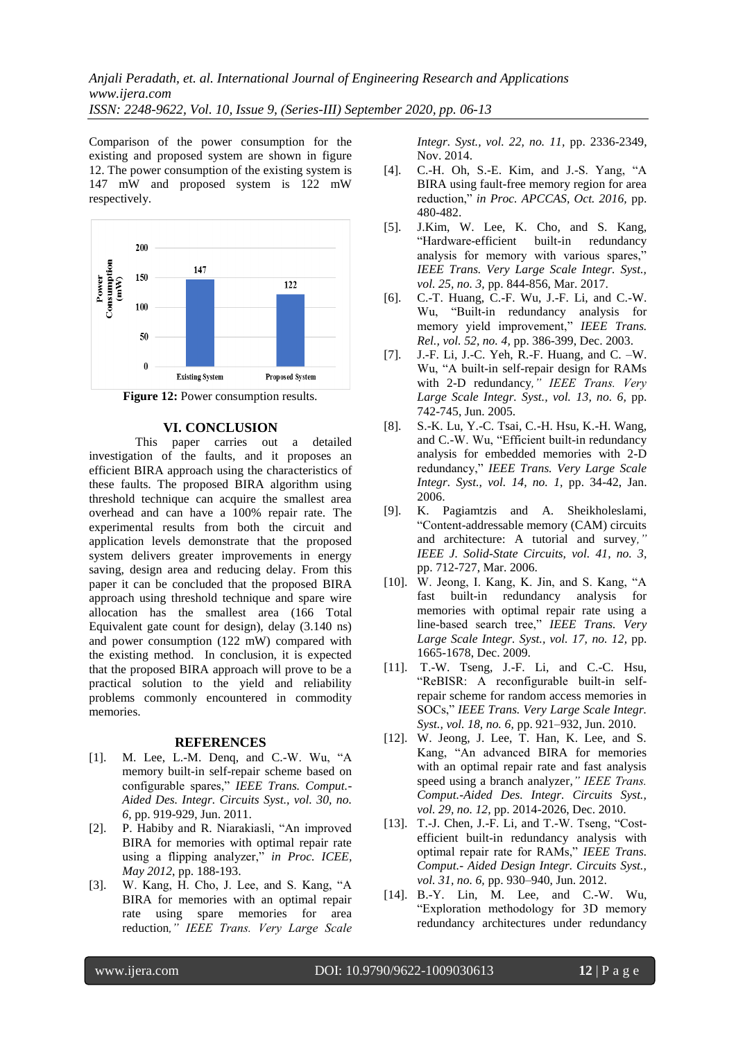Comparison of the power consumption for the existing and proposed system are shown in figure 12. The power consumption of the existing system is 147 mW and proposed system is 122 mW respectively.

**Figure 12:** Power consumption results.

## VI. CONCLUSION

This paper carries out a detailed investigation of the faults, and it proposes an efficient BIRA approach using the characteristics of these faults. The proposed BIRA algorithm using threshold technique can acquire the smallest area overhead and can have a 100% repair rate. The experimental results from both the circuit and application levels demonstrate that the proposed system delivers greater improvements in energy saving, design area and reducing delay. From this paper it can be concluded that the proposed BIRA approach using threshold technique and spare wire allocation has the smallest area (166 Total Equivalent gate count for design), delay (3.140 ns) and power consumption (122 mW) compared with the existing method. In conclusion, it is expected that the proposed BIRA approach will prove to be a practical solution to the yield and reliability problems commonly encountered in commodity memories.

## REFERENCES

[1]. M. Lee, L.-M. Denq, and C.-W. Wu, "A memory built-in self-repair scheme based on configurable spares," *IEEE Trans. Comput.-Aided Des. Integr. Circuits Syst., vol. 30, no. 6*, pp. 919-929, Jun. 2011.

[2]. P. Habiby and R. Niarakiasli, "An improved BIRA for memories with optimal repair rate using a flipping analyzer," *in Proc. ICEE, May 2012*, pp. 188-193.

[3]. W. Kang, H. Cho, J. Lee, and S. Kang, "A BIRA for memories with an optimal repair rate using spare memories for area reduction," *IEEE Trans. Very Large Scale Integr. Syst., vol. 22, no. 11*, pp. 2336-2349, Nov. 2014.

[4]. C.-H. Oh, S.-E. Kim, and J.-S. Yang, "A BIRA using fault-free memory region for area reduction," *in Proc. APCCAS, Oct. 2016*, pp. 480-482.

[5]. J.Kim, W. Lee, K. Cho, and S. Kang, "Hardware-efficient built-in redundancy analysis for memory with various spares," *IEEE Trans. Very Large Scale Integr. Syst., vol. 25, no. 3*, pp. 844-856, Mar. 2017.

[6]. C.-T. Huang, C.-F. Wu, J.-F. Li, and C.-W. Wu, "Built-in redundancy analysis for memory yield improvement," *IEEE Trans. Rel., vol. 52, no. 4*, pp. 386-399, Dec. 2003.

[7]. J.-F. Li, J.-C. Yeh, R.-F. Huang, and C. –W. Wu, "A built-in self-repair design for RAMs with 2-D redundancy," *IEEE Trans. Very Large Scale Integr. Syst., vol. 13, no. 6*, pp. 742-745, Jun. 2005.

[8]. S.-K. Lu, Y.-C. Tsai, C.-H. Hsu, K.-H. Wang, and C.-W. Wu, "Efficient built-in redundancy analysis for embedded memories with 2-D redundancy," *IEEE Trans. Very Large Scale Integr. Syst., vol. 14, no. 1*, pp. 34-42, Jan. 2006.

[9]. K. Pagiamtzis and A. Sheikholeslami, "Content-addressable memory (CAM) circuits and architecture: A tutorial and survey," *IEEE J. Solid-State Circuits, vol. 41, no. 3*, pp. 712-727, Mar. 2006.

[10]. W. Jeong, I. Kang, K. Jin, and S. Kang, "A fast built-in redundancy analysis for memories with optimal repair rate using a line-based search tree," *IEEE Trans. Very Large Scale Integr. Syst., vol. 17, no. 12*, pp. 1665-1678, Dec. 2009.

[11]. T.-W. Tseng, J.-F. Li, and C.-C. Hsu, "ReBISR: A reconfigurable built-in self-repair scheme for random access memories in SOCs," *IEEE Trans. Very Large Scale Integr. Syst., vol. 18, no. 6*, pp. 921–932, Jun. 2010.

[12]. W. Jeong, J. Lee, T. Han, K. Lee, and S. Kang, "An advanced BIRA for memories with an optimal repair rate and fast analysis speed using a branch analyzer," *IEEE Trans. Comput.-Aided Des. Integr. Circuits Syst., vol. 29, no. 12*, pp. 2014-2026, Dec. 2010.

[13]. T.-J. Chen, J.-F. Li, and T.-W. Tseng, "Cost-efficient built-in redundancy analysis with optimal repair rate for RAMs," *IEEE Trans. Comput.- Aided Design Integr. Circuits Syst., vol. 31, no. 6*, pp. 930–940, Jun. 2012.

[14]. B.-Y. Lin, M. Lee, and C.-W. Wu, "Exploration methodology for 3D memory redundancy architectures under redundancy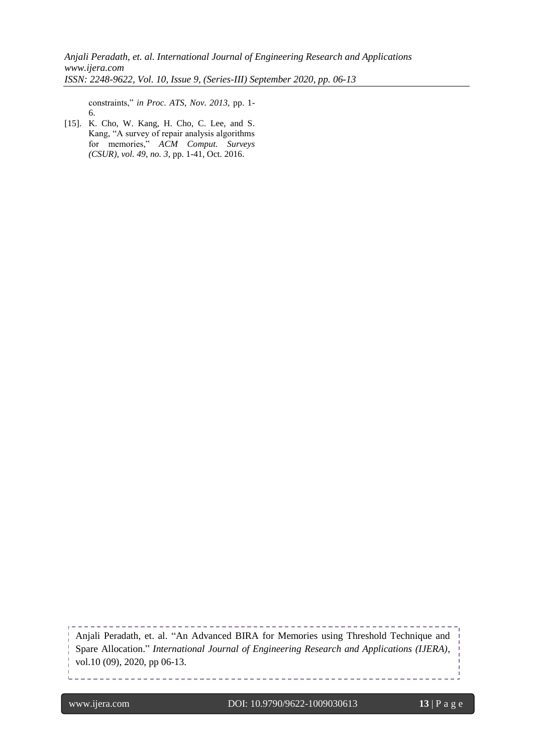constraints," *in Proc. ATS, Nov. 2013,* pp. 1-6.

[15]. K. Cho, W. Kang, H. Cho, C. Lee, and S. Kang, "A survey of repair analysis algorithms for memories," *ACM Comput. Surveys (CSUR), vol. 49, no. 3,* pp. 1-41, Oct. 2016.

Anjali Peradath, et. al. "An Advanced BIRA for Memories using Threshold Technique and Spare Allocation." *International Journal of Engineering Research and Applications (IJERA)*, vol.10 (09), 2020, pp 06-13.